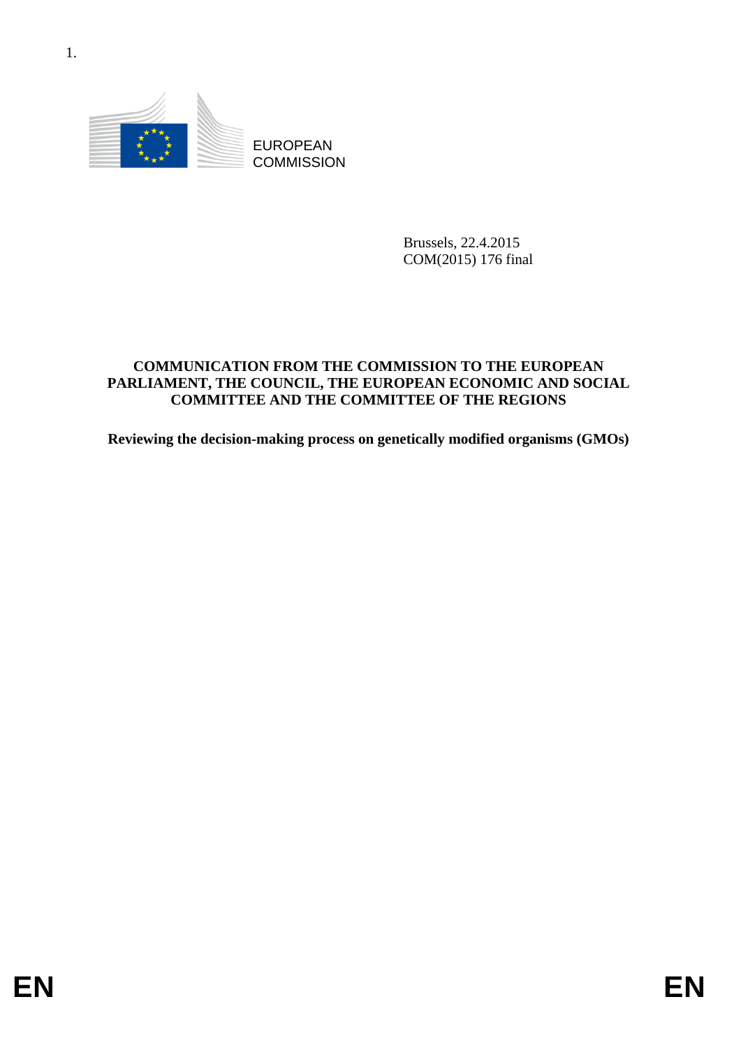1.

EUROPEAN COMMISSION

Brussels, 22.4.2015
COM(2015) 176 final

**COMMUNICATION FROM THE COMMISSION TO THE EUROPEAN PARLIAMENT, THE COUNCIL, THE EUROPEAN ECONOMIC AND SOCIAL COMMITTEE AND THE COMMITTEE OF THE REGIONS**

**Reviewing the decision-making process on genetically modified organisms (GMOs)**

EN EN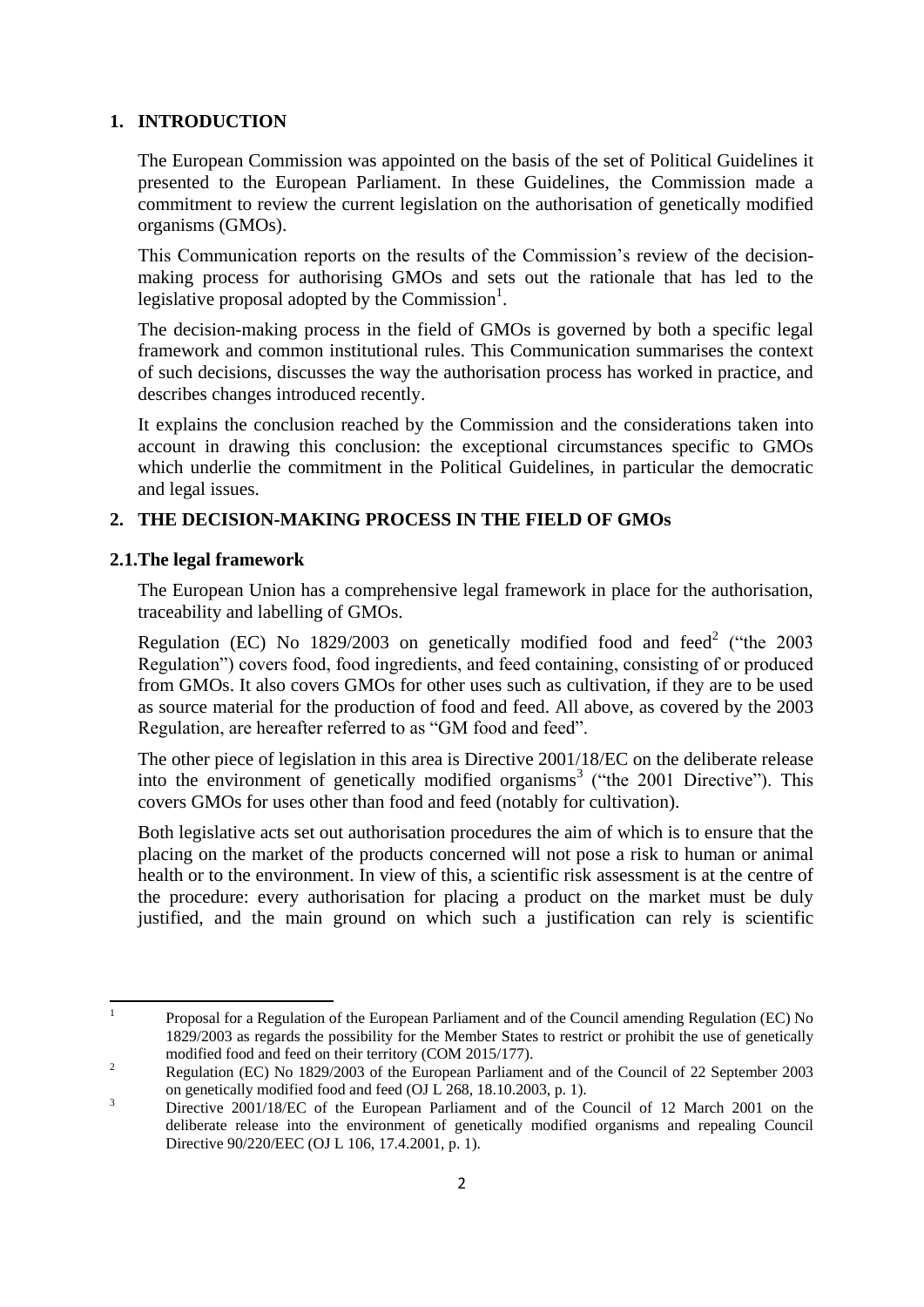## 1. INTRODUCTION

The European Commission was appointed on the basis of the set of Political Guidelines it presented to the European Parliament. In these Guidelines, the Commission made a commitment to review the current legislation on the authorisation of genetically modified organisms (GMOs).

This Communication reports on the results of the Commission's review of the decision-making process for authorising GMOs and sets out the rationale that has led to the legislative proposal adopted by the Commission[1].

The decision-making process in the field of GMOs is governed by both a specific legal framework and common institutional rules. This Communication summarises the context of such decisions, discusses the way the authorisation process has worked in practice, and describes changes introduced recently.

It explains the conclusion reached by the Commission and the considerations taken into account in drawing this conclusion: the exceptional circumstances specific to GMOs which underlie the commitment in the Political Guidelines, in particular the democratic and legal issues.

## 2. THE DECISION-MAKING PROCESS IN THE FIELD OF GMOs

### 2.1. The legal framework

The European Union has a comprehensive legal framework in place for the authorisation, traceability and labelling of GMOs.

Regulation (EC) No 1829/2003 on genetically modified food and feed[2] ("the 2003 Regulation") covers food, food ingredients, and feed containing, consisting of or produced from GMOs. It also covers GMOs for other uses such as cultivation, if they are to be used as source material for the production of food and feed. All above, as covered by the 2003 Regulation, are hereafter referred to as "GM food and feed".

The other piece of legislation in this area is Directive 2001/18/EC on the deliberate release into the environment of genetically modified organisms[3] ("the 2001 Directive"). This covers GMOs for uses other than food and feed (notably for cultivation).

Both legislative acts set out authorisation procedures the aim of which is to ensure that the placing on the market of the products concerned will not pose a risk to human or animal health or to the environment. In view of this, a scientific risk assessment is at the centre of the procedure: every authorisation for placing a product on the market must be duly justified, and the main ground on which such a justification can rely is scientific

---

[1] Proposal for a Regulation of the European Parliament and of the Council amending Regulation (EC) No 1829/2003 as regards the possibility for the Member States to restrict or prohibit the use of genetically modified food and feed on their territory (COM 2015/177).

[2] Regulation (EC) No 1829/2003 of the European Parliament and of the Council of 22 September 2003 on genetically modified food and feed (OJ L 268, 18.10.2003, p. 1).

[3] Directive 2001/18/EC of the European Parliament and of the Council of 12 March 2001 on the deliberate release into the environment of genetically modified organisms and repealing Council Directive 90/220/EEC (OJ L 106, 17.4.2001, p. 1).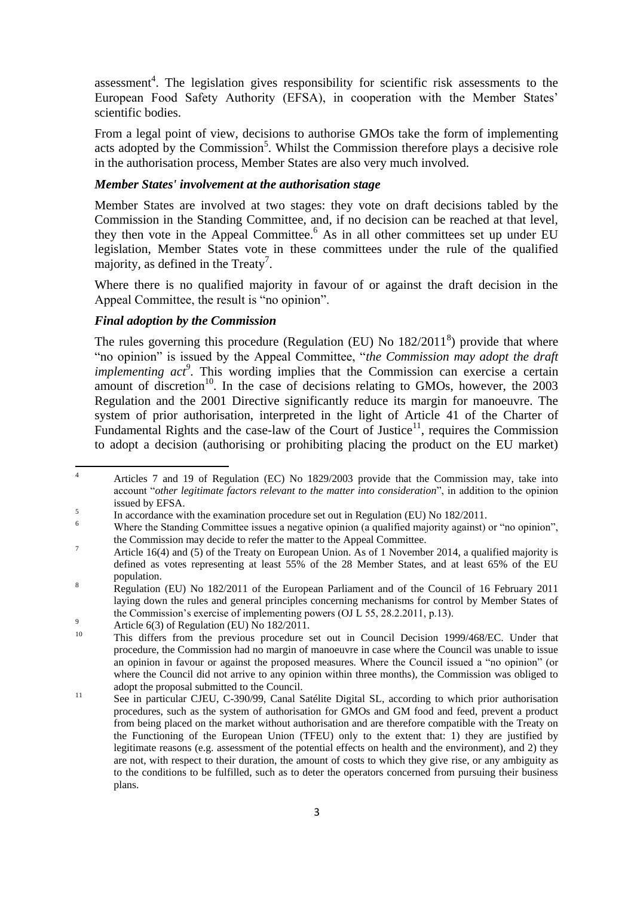assessment[4]. The legislation gives responsibility for scientific risk assessments to the European Food Safety Authority (EFSA), in cooperation with the Member States' scientific bodies.

From a legal point of view, decisions to authorise GMOs take the form of implementing acts adopted by the Commission[5]. Whilst the Commission therefore plays a decisive role in the authorisation process, Member States are also very much involved.

***Member States' involvement at the authorisation stage***

Member States are involved at two stages: they vote on draft decisions tabled by the Commission in the Standing Committee, and, if no decision can be reached at that level, they then vote in the Appeal Committee.[6] As in all other committees set up under EU legislation, Member States vote in these committees under the rule of the qualified majority, as defined in the Treaty[7].

Where there is no qualified majority in favour of or against the draft decision in the Appeal Committee, the result is "no opinion".

***Final adoption by the Commission***

The rules governing this procedure (Regulation (EU) No 182/2011[8]) provide that where "no opinion" is issued by the Appeal Committee, "*the Commission may adopt the draft implementing act*[9]. This wording implies that the Commission can exercise a certain amount of discretion[10]. In the case of decisions relating to GMOs, however, the 2003 Regulation and the 2001 Directive significantly reduce its margin for manoeuvre. The system of prior authorisation, interpreted in the light of Article 41 of the Charter of Fundamental Rights and the case-law of the Court of Justice[11], requires the Commission to adopt a decision (authorising or prohibiting placing the product on the EU market)

---

[4] Articles 7 and 19 of Regulation (EC) No 1829/2003 provide that the Commission may, take into account "*other legitimate factors relevant to the matter into consideration*", in addition to the opinion issued by EFSA.

[5] In accordance with the examination procedure set out in Regulation (EU) No 182/2011.

[6] Where the Standing Committee issues a negative opinion (a qualified majority against) or "no opinion", the Commission may decide to refer the matter to the Appeal Committee.

[7] Article 16(4) and (5) of the Treaty on European Union. As of 1 November 2014, a qualified majority is defined as votes representing at least 55% of the 28 Member States, and at least 65% of the EU population.

[8] Regulation (EU) No 182/2011 of the European Parliament and of the Council of 16 February 2011 laying down the rules and general principles concerning mechanisms for control by Member States of the Commission's exercise of implementing powers (OJ L 55, 28.2.2011, p.13).

[9] Article 6(3) of Regulation (EU) No 182/2011.

[10] This differs from the previous procedure set out in Council Decision 1999/468/EC. Under that procedure, the Commission had no margin of manoeuvre in case where the Council was unable to issue an opinion in favour or against the proposed measures. Where the Council issued a "no opinion" (or where the Council did not arrive to any opinion within three months), the Commission was obliged to adopt the proposal submitted to the Council.

[11] See in particular CJEU, C-390/99, Canal Satélite Digital SL, according to which prior authorisation procedures, such as the system of authorisation for GMOs and GM food and feed, prevent a product from being placed on the market without authorisation and are therefore compatible with the Treaty on the Functioning of the European Union (TFEU) only to the extent that: 1) they are justified by legitimate reasons (e.g. assessment of the potential effects on health and the environment), and 2) they are not, with respect to their duration, the amount of costs to which they give rise, or any ambiguity as to the conditions to be fulfilled, such as to deter the operators concerned from pursuing their business plans.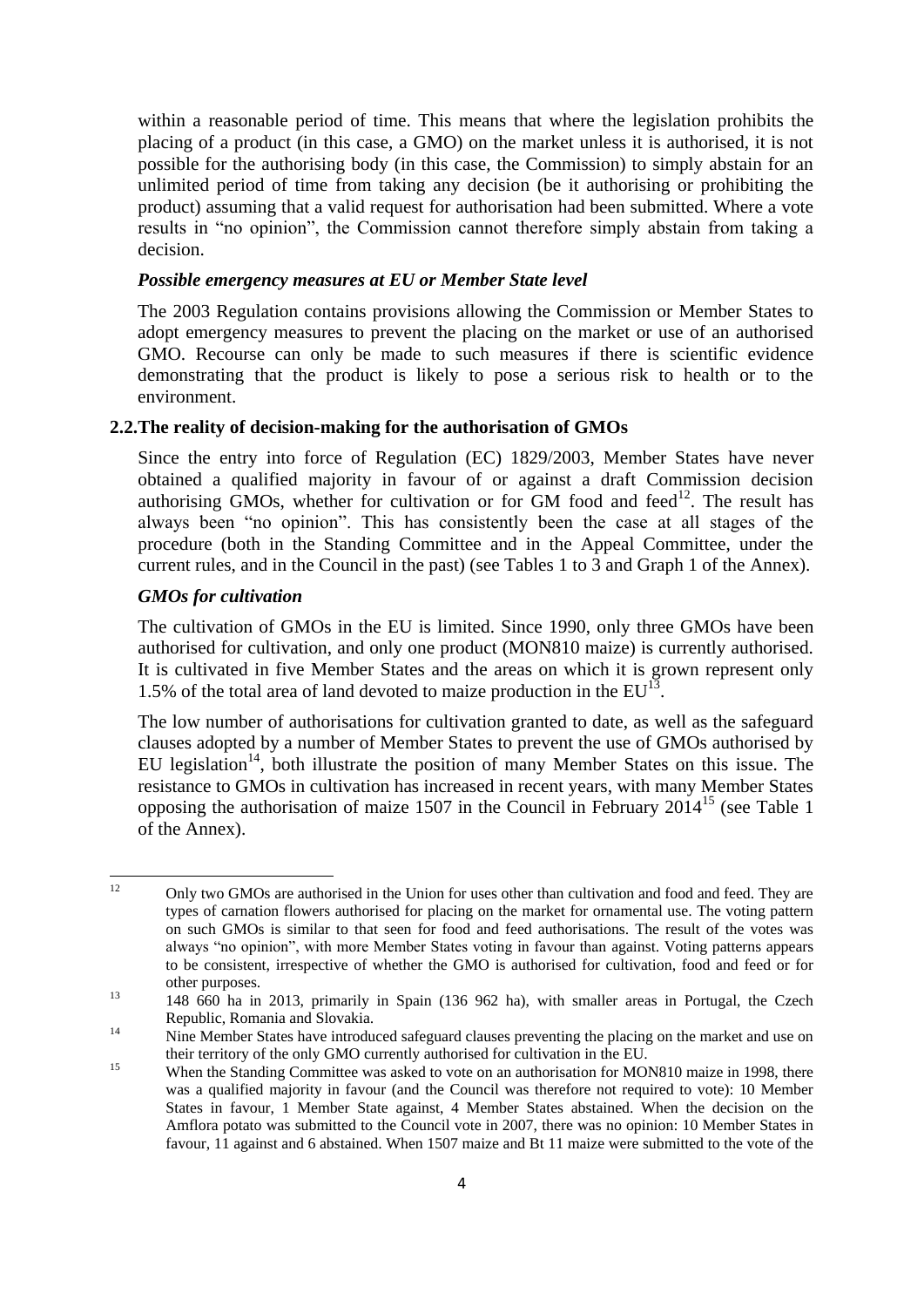within a reasonable period of time. This means that where the legislation prohibits the placing of a product (in this case, a GMO) on the market unless it is authorised, it is not possible for the authorising body (in this case, the Commission) to simply abstain for an unlimited period of time from taking any decision (be it authorising or prohibiting the product) assuming that a valid request for authorisation had been submitted. Where a vote results in "no opinion", the Commission cannot therefore simply abstain from taking a decision.

***Possible emergency measures at EU or Member State level***

The 2003 Regulation contains provisions allowing the Commission or Member States to adopt emergency measures to prevent the placing on the market or use of an authorised GMO. Recourse can only be made to such measures if there is scientific evidence demonstrating that the product is likely to pose a serious risk to health or to the environment.

### 2.2. The reality of decision-making for the authorisation of GMOs

Since the entry into force of Regulation (EC) 1829/2003, Member States have never obtained a qualified majority in favour of or against a draft Commission decision authorising GMOs, whether for cultivation or for GM food and feed[12]. The result has always been "no opinion". This has consistently been the case at all stages of the procedure (both in the Standing Committee and in the Appeal Committee, under the current rules, and in the Council in the past) (see Tables 1 to 3 and Graph 1 of the Annex).

***GMOs for cultivation***

The cultivation of GMOs in the EU is limited. Since 1990, only three GMOs have been authorised for cultivation, and only one product (MON810 maize) is currently authorised. It is cultivated in five Member States and the areas on which it is grown represent only 1.5% of the total area of land devoted to maize production in the EU[13].

The low number of authorisations for cultivation granted to date, as well as the safeguard clauses adopted by a number of Member States to prevent the use of GMOs authorised by EU legislation[14], both illustrate the position of many Member States on this issue. The resistance to GMOs in cultivation has increased in recent years, with many Member States opposing the authorisation of maize 1507 in the Council in February 2014[15] (see Table 1 of the Annex).

---

[12] Only two GMOs are authorised in the Union for uses other than cultivation and food and feed. They are types of carnation flowers authorised for placing on the market for ornamental use. The voting pattern on such GMOs is similar to that seen for food and feed authorisations. The result of the votes was always "no opinion", with more Member States voting in favour than against. Voting patterns appears to be consistent, irrespective of whether the GMO is authorised for cultivation, food and feed or for other purposes.

[13] 148 660 ha in 2013, primarily in Spain (136 962 ha), with smaller areas in Portugal, the Czech Republic, Romania and Slovakia.

[14] Nine Member States have introduced safeguard clauses preventing the placing on the market and use on their territory of the only GMO currently authorised for cultivation in the EU.

[15] When the Standing Committee was asked to vote on an authorisation for MON810 maize in 1998, there was a qualified majority in favour (and the Council was therefore not required to vote): 10 Member States in favour, 1 Member State against, 4 Member States abstained. When the decision on the Amflora potato was submitted to the Council vote in 2007, there was no opinion: 10 Member States in favour, 11 against and 6 abstained. When 1507 maize and Bt 11 maize were submitted to the vote of the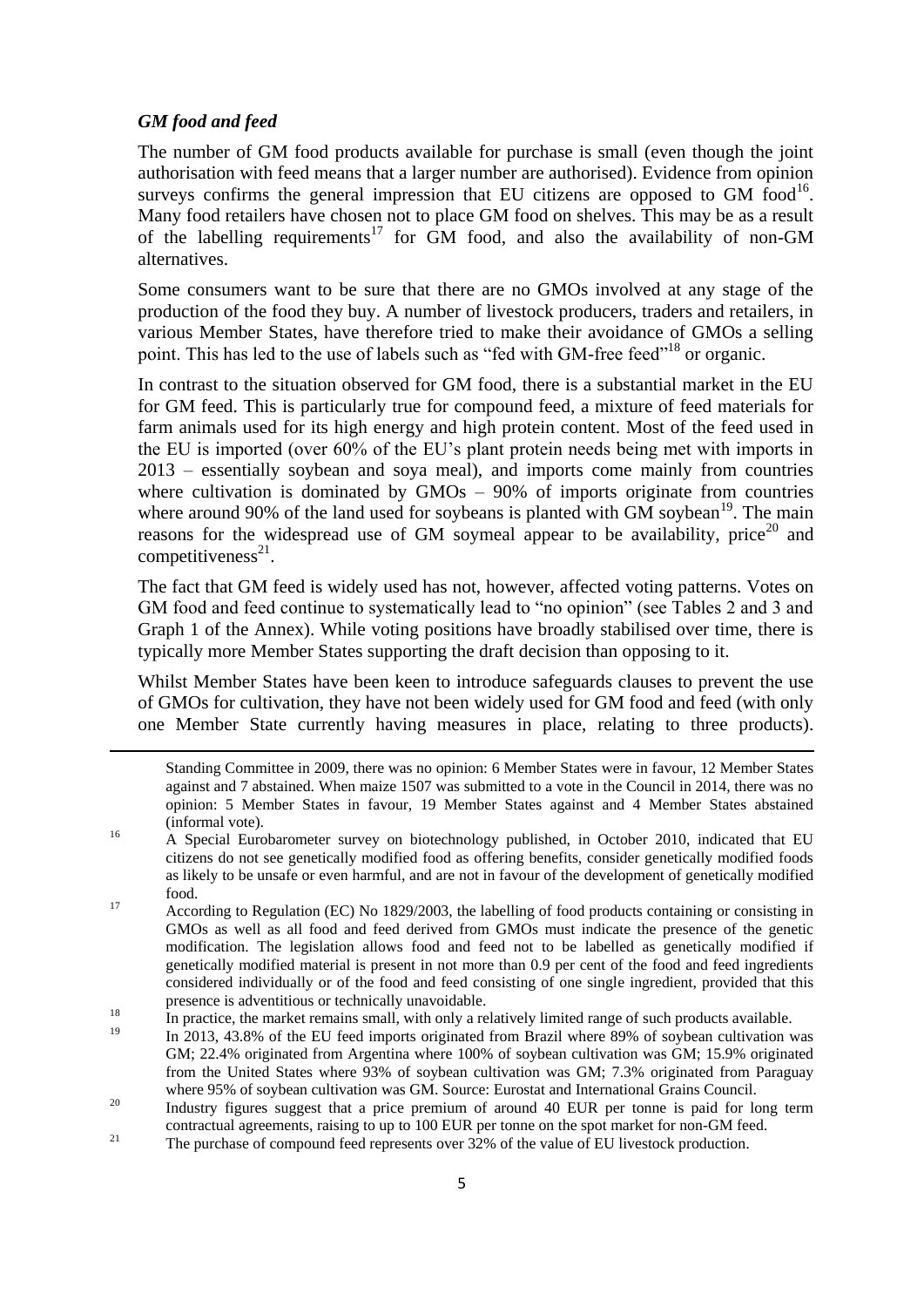### *GM food and feed*

The number of GM food products available for purchase is small (even though the joint authorisation with feed means that a larger number are authorised). Evidence from opinion surveys confirms the general impression that EU citizens are opposed to GM food[16]. Many food retailers have chosen not to place GM food on shelves. This may be as a result of the labelling requirements[17] for GM food, and also the availability of non-GM alternatives.

Some consumers want to be sure that there are no GMOs involved at any stage of the production of the food they buy. A number of livestock producers, traders and retailers, in various Member States, have therefore tried to make their avoidance of GMOs a selling point. This has led to the use of labels such as "fed with GM-free feed"[18] or organic.

In contrast to the situation observed for GM food, there is a substantial market in the EU for GM feed. This is particularly true for compound feed, a mixture of feed materials for farm animals used for its high energy and high protein content. Most of the feed used in the EU is imported (over 60% of the EU's plant protein needs being met with imports in 2013 – essentially soybean and soya meal), and imports come mainly from countries where cultivation is dominated by GMOs – 90% of imports originate from countries where around 90% of the land used for soybeans is planted with GM soybean[19]. The main reasons for the widespread use of GM soymeal appear to be availability, price[20] and competitiveness[21].

The fact that GM feed is widely used has not, however, affected voting patterns. Votes on GM food and feed continue to systematically lead to "no opinion" (see Tables 2 and 3 and Graph 1 of the Annex). While voting positions have broadly stabilised over time, there is typically more Member States supporting the draft decision than opposing to it.

Whilst Member States have been keen to introduce safeguards clauses to prevent the use of GMOs for cultivation, they have not been widely used for GM food and feed (with only one Member State currently having measures in place, relating to three products).

---

Standing Committee in 2009, there was no opinion: 6 Member States were in favour, 12 Member States against and 7 abstained. When maize 1507 was submitted to a vote in the Council in 2014, there was no opinion: 5 Member States in favour, 19 Member States against and 4 Member States abstained (informal vote).

[16] A Special Eurobarometer survey on biotechnology published, in October 2010, indicated that EU citizens do not see genetically modified food as offering benefits, consider genetically modified foods as likely to be unsafe or even harmful, and are not in favour of the development of genetically modified food.

[17] According to Regulation (EC) No 1829/2003, the labelling of food products containing or consisting in GMOs as well as all food and feed derived from GMOs must indicate the presence of the genetic modification. The legislation allows food and feed not to be labelled as genetically modified if genetically modified material is present in not more than 0.9 per cent of the food and feed ingredients considered individually or of the food and feed consisting of one single ingredient, provided that this presence is adventitious or technically unavoidable.

[18] In practice, the market remains small, with only a relatively limited range of such products available.

[19] In 2013, 43.8% of the EU feed imports originated from Brazil where 89% of soybean cultivation was GM; 22.4% originated from Argentina where 100% of soybean cultivation was GM; 15.9% originated from the United States where 93% of soybean cultivation was GM; 7.3% originated from Paraguay where 95% of soybean cultivation was GM. Source: Eurostat and International Grains Council.

[20] Industry figures suggest that a price premium of around 40 EUR per tonne is paid for long term contractual agreements, raising to up to 100 EUR per tonne on the spot market for non-GM feed.

[21] The purchase of compound feed represents over 32% of the value of EU livestock production.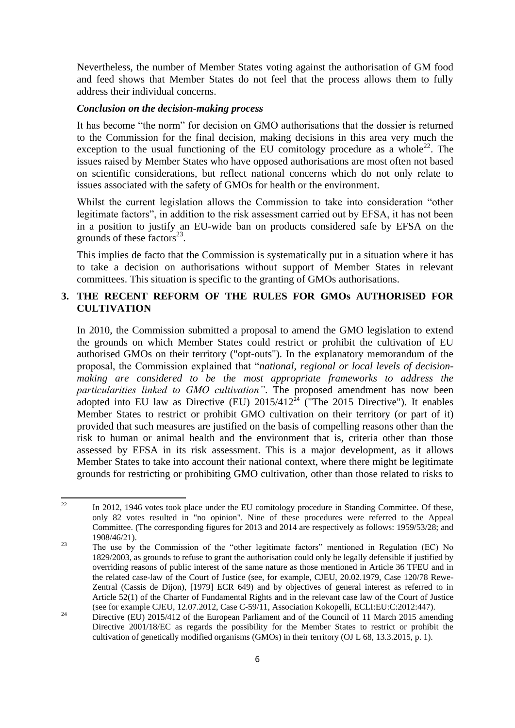Nevertheless, the number of Member States voting against the authorisation of GM food and feed shows that Member States do not feel that the process allows them to fully address their individual concerns.

***Conclusion on the decision-making process***

It has become "the norm" for decision on GMO authorisations that the dossier is returned to the Commission for the final decision, making decisions in this area very much the exception to the usual functioning of the EU comitology procedure as a whole[22]. The issues raised by Member States who have opposed authorisations are most often not based on scientific considerations, but reflect national concerns which do not only relate to issues associated with the safety of GMOs for health or the environment.

Whilst the current legislation allows the Commission to take into consideration "other legitimate factors", in addition to the risk assessment carried out by EFSA, it has not been in a position to justify an EU-wide ban on products considered safe by EFSA on the grounds of these factors[23].

This implies de facto that the Commission is systematically put in a situation where it has to take a decision on authorisations without support of Member States in relevant committees. This situation is specific to the granting of GMOs authorisations.

## 3. THE RECENT REFORM OF THE RULES FOR GMOs AUTHORISED FOR CULTIVATION

In 2010, the Commission submitted a proposal to amend the GMO legislation to extend the grounds on which Member States could restrict or prohibit the cultivation of EU authorised GMOs on their territory ("opt-outs"). In the explanatory memorandum of the proposal, the Commission explained that "*national, regional or local levels of decision-making are considered to be the most appropriate frameworks to address the particularities linked to GMO cultivation"*. The proposed amendment has now been adopted into EU law as Directive (EU) 2015/412[24] ("The 2015 Directive"). It enables Member States to restrict or prohibit GMO cultivation on their territory (or part of it) provided that such measures are justified on the basis of compelling reasons other than the risk to human or animal health and the environment that is, criteria other than those assessed by EFSA in its risk assessment. This is a major development, as it allows Member States to take into account their national context, where there might be legitimate grounds for restricting or prohibiting GMO cultivation, other than those related to risks to

---

[22] In 2012, 1946 votes took place under the EU comitology procedure in Standing Committee. Of these, only 82 votes resulted in "no opinion". Nine of these procedures were referred to the Appeal Committee. (The corresponding figures for 2013 and 2014 are respectively as follows: 1959/53/28; and 1908/46/21).

[23] The use by the Commission of the "other legitimate factors" mentioned in Regulation (EC) No 1829/2003, as grounds to refuse to grant the authorisation could only be legally defensible if justified by overriding reasons of public interest of the same nature as those mentioned in Article 36 TFEU and in the related case-law of the Court of Justice (see, for example, CJEU, 20.02.1979, Case 120/78 Rewe-Zentral (Cassis de Dijon), [1979] ECR 649) and by objectives of general interest as referred to in Article 52(1) of the Charter of Fundamental Rights and in the relevant case law of the Court of Justice (see for example CJEU, 12.07.2012, Case C-59/11, Association Kokopelli, ECLI:EU:C:2012:447).

[24] Directive (EU) 2015/412 of the European Parliament and of the Council of 11 March 2015 amending Directive 2001/18/EC as regards the possibility for the Member States to restrict or prohibit the cultivation of genetically modified organisms (GMOs) in their territory (OJ L 68, 13.3.2015, p. 1).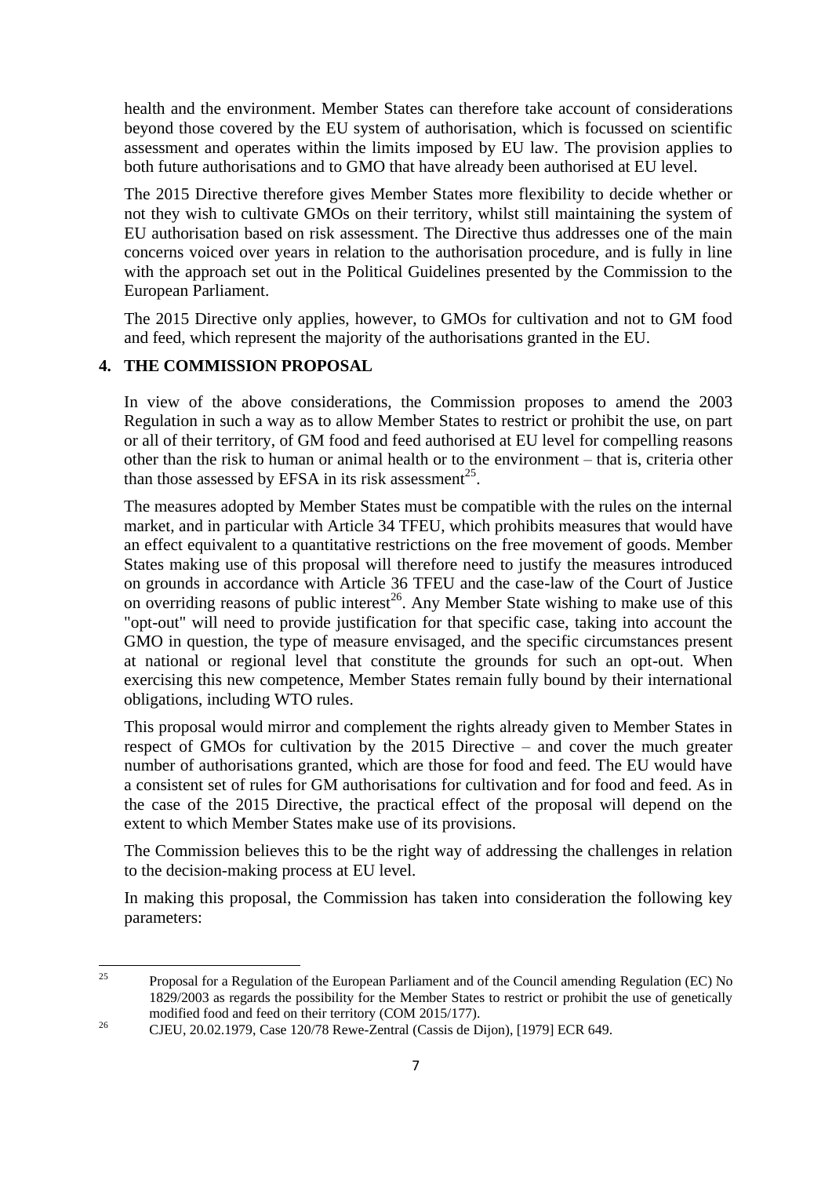health and the environment. Member States can therefore take account of considerations beyond those covered by the EU system of authorisation, which is focussed on scientific assessment and operates within the limits imposed by EU law. The provision applies to both future authorisations and to GMO that have already been authorised at EU level.

The 2015 Directive therefore gives Member States more flexibility to decide whether or not they wish to cultivate GMOs on their territory, whilst still maintaining the system of EU authorisation based on risk assessment. The Directive thus addresses one of the main concerns voiced over years in relation to the authorisation procedure, and is fully in line with the approach set out in the Political Guidelines presented by the Commission to the European Parliament.

The 2015 Directive only applies, however, to GMOs for cultivation and not to GM food and feed, which represent the majority of the authorisations granted in the EU.

## 4. THE COMMISSION PROPOSAL

In view of the above considerations, the Commission proposes to amend the 2003 Regulation in such a way as to allow Member States to restrict or prohibit the use, on part or all of their territory, of GM food and feed authorised at EU level for compelling reasons other than the risk to human or animal health or to the environment – that is, criteria other than those assessed by EFSA in its risk assessment[25].

The measures adopted by Member States must be compatible with the rules on the internal market, and in particular with Article 34 TFEU, which prohibits measures that would have an effect equivalent to a quantitative restrictions on the free movement of goods. Member States making use of this proposal will therefore need to justify the measures introduced on grounds in accordance with Article 36 TFEU and the case-law of the Court of Justice on overriding reasons of public interest[26]. Any Member State wishing to make use of this "opt-out" will need to provide justification for that specific case, taking into account the GMO in question, the type of measure envisaged, and the specific circumstances present at national or regional level that constitute the grounds for such an opt-out. When exercising this new competence, Member States remain fully bound by their international obligations, including WTO rules.

This proposal would mirror and complement the rights already given to Member States in respect of GMOs for cultivation by the 2015 Directive – and cover the much greater number of authorisations granted, which are those for food and feed. The EU would have a consistent set of rules for GM authorisations for cultivation and for food and feed. As in the case of the 2015 Directive, the practical effect of the proposal will depend on the extent to which Member States make use of its provisions.

The Commission believes this to be the right way of addressing the challenges in relation to the decision-making process at EU level.

In making this proposal, the Commission has taken into consideration the following key parameters:

---

[25] Proposal for a Regulation of the European Parliament and of the Council amending Regulation (EC) No 1829/2003 as regards the possibility for the Member States to restrict or prohibit the use of genetically modified food and feed on their territory (COM 2015/177).

[26] CJEU, 20.02.1979, Case 120/78 Rewe-Zentral (Cassis de Dijon), [1979] ECR 649.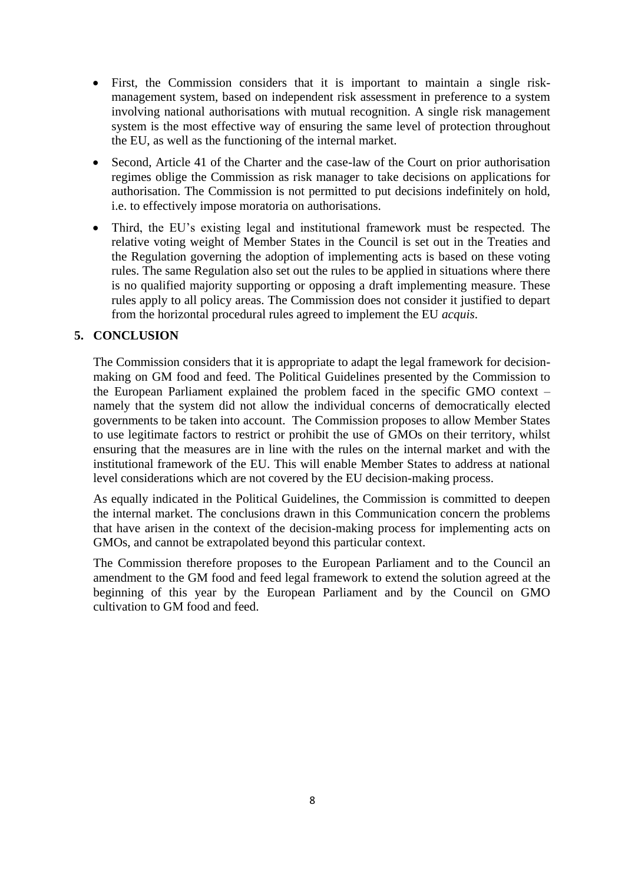- First, the Commission considers that it is important to maintain a single risk-management system, based on independent risk assessment in preference to a system involving national authorisations with mutual recognition. A single risk management system is the most effective way of ensuring the same level of protection throughout the EU, as well as the functioning of the internal market.
- Second, Article 41 of the Charter and the case-law of the Court on prior authorisation regimes oblige the Commission as risk manager to take decisions on applications for authorisation. The Commission is not permitted to put decisions indefinitely on hold, i.e. to effectively impose moratoria on authorisations.
- Third, the EU's existing legal and institutional framework must be respected. The relative voting weight of Member States in the Council is set out in the Treaties and the Regulation governing the adoption of implementing acts is based on these voting rules. The same Regulation also set out the rules to be applied in situations where there is no qualified majority supporting or opposing a draft implementing measure. These rules apply to all policy areas. The Commission does not consider it justified to depart from the horizontal procedural rules agreed to implement the EU *acquis*.

## 5. CONCLUSION

The Commission considers that it is appropriate to adapt the legal framework for decision-making on GM food and feed. The Political Guidelines presented by the Commission to the European Parliament explained the problem faced in the specific GMO context – namely that the system did not allow the individual concerns of democratically elected governments to be taken into account. The Commission proposes to allow Member States to use legitimate factors to restrict or prohibit the use of GMOs on their territory, whilst ensuring that the measures are in line with the rules on the internal market and with the institutional framework of the EU. This will enable Member States to address at national level considerations which are not covered by the EU decision-making process.

As equally indicated in the Political Guidelines, the Commission is committed to deepen the internal market. The conclusions drawn in this Communication concern the problems that have arisen in the context of the decision-making process for implementing acts on GMOs, and cannot be extrapolated beyond this particular context.

The Commission therefore proposes to the European Parliament and to the Council an amendment to the GM food and feed legal framework to extend the solution agreed at the beginning of this year by the European Parliament and by the Council on GMO cultivation to GM food and feed.